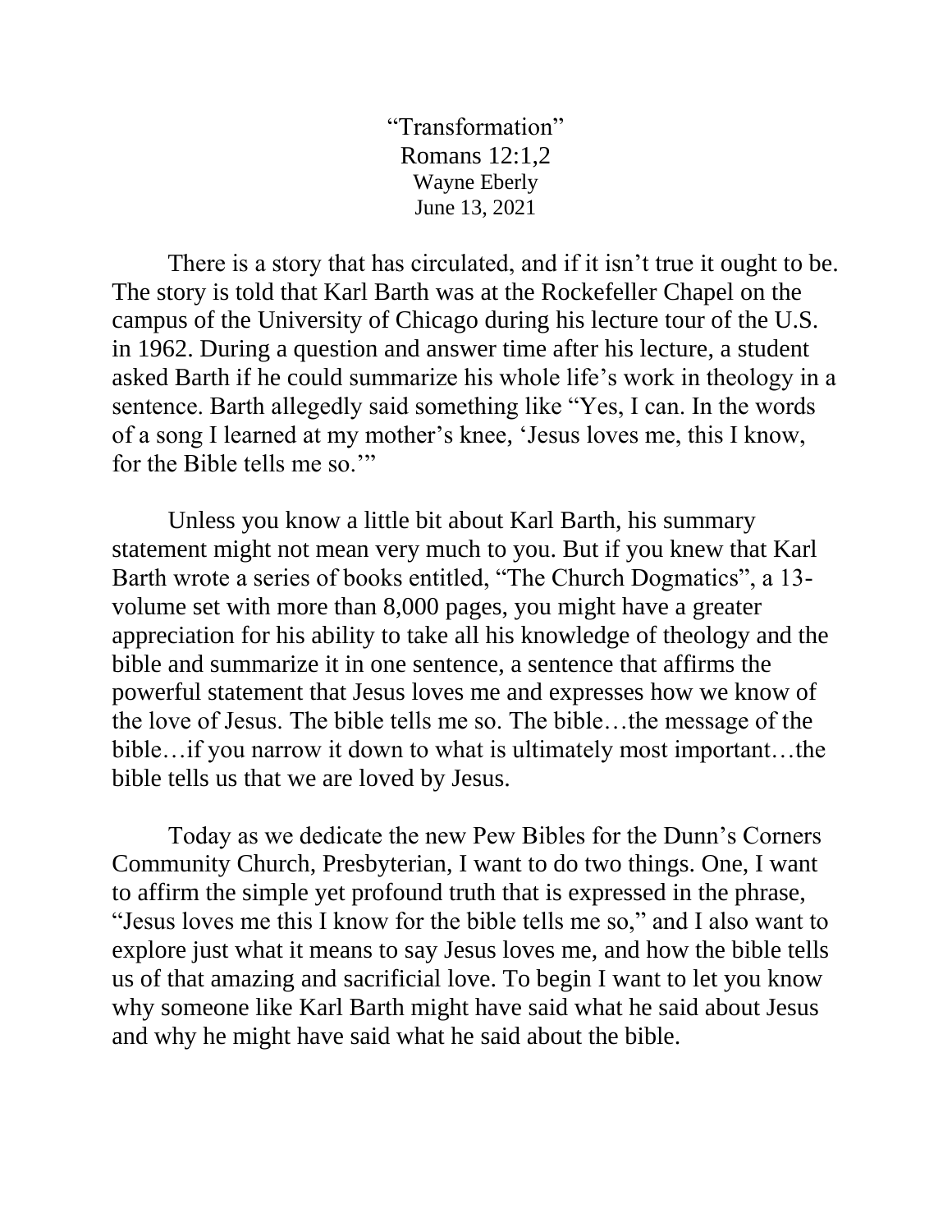“Transformation”
Romans 12:1,2
Wayne Eberly
June 13, 2021

There is a story that has circulated, and if it isn’t true it ought to be. The story is told that Karl Barth was at the Rockefeller Chapel on the campus of the University of Chicago during his lecture tour of the U.S. in 1962. During a question and answer time after his lecture, a student asked Barth if he could summarize his whole life’s work in theology in a sentence. Barth allegedly said something like “Yes, I can. In the words of a song I learned at my mother’s knee, ‘Jesus loves me, this I know, for the Bible tells me so.’”

Unless you know a little bit about Karl Barth, his summary statement might not mean very much to you. But if you knew that Karl Barth wrote a series of books entitled, “The Church Dogmatics”, a 13-volume set with more than 8,000 pages, you might have a greater appreciation for his ability to take all his knowledge of theology and the bible and summarize it in one sentence, a sentence that affirms the powerful statement that Jesus loves me and expresses how we know of the love of Jesus. The bible tells me so. The bible…the message of the bible…if you narrow it down to what is ultimately most important…the bible tells us that we are loved by Jesus.

Today as we dedicate the new Pew Bibles for the Dunn’s Corners Community Church, Presbyterian, I want to do two things. One, I want to affirm the simple yet profound truth that is expressed in the phrase, “Jesus loves me this I know for the bible tells me so,” and I also want to explore just what it means to say Jesus loves me, and how the bible tells us of that amazing and sacrificial love. To begin I want to let you know why someone like Karl Barth might have said what he said about Jesus and why he might have said what he said about the bible.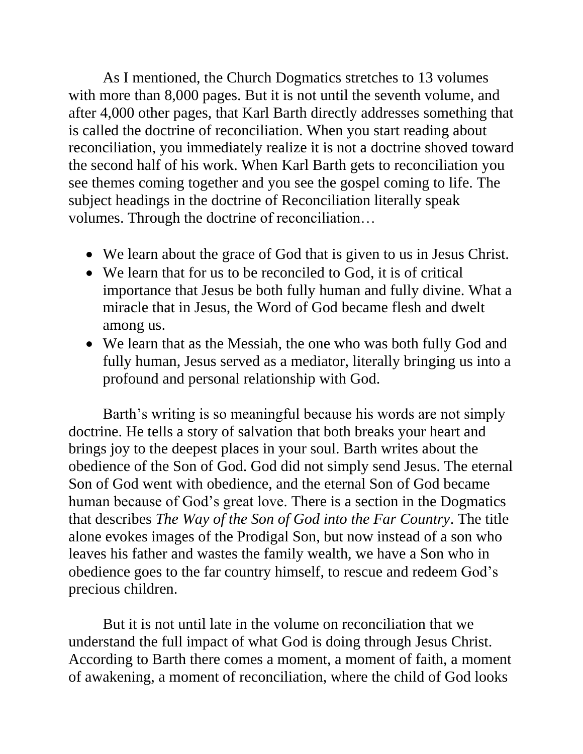As I mentioned, the Church Dogmatics stretches to 13 volumes with more than 8,000 pages. But it is not until the seventh volume, and after 4,000 other pages, that Karl Barth directly addresses something that is called the doctrine of reconciliation. When you start reading about reconciliation, you immediately realize it is not a doctrine shoved toward the second half of his work. When Karl Barth gets to reconciliation you see themes coming together and you see the gospel coming to life. The subject headings in the doctrine of Reconciliation literally speak volumes. Through the doctrine of reconciliation…

- We learn about the grace of God that is given to us in Jesus Christ.
- We learn that for us to be reconciled to God, it is of critical importance that Jesus be both fully human and fully divine. What a miracle that in Jesus, the Word of God became flesh and dwelt among us.
- We learn that as the Messiah, the one who was both fully God and fully human, Jesus served as a mediator, literally bringing us into a profound and personal relationship with God.

Barth's writing is so meaningful because his words are not simply doctrine. He tells a story of salvation that both breaks your heart and brings joy to the deepest places in your soul. Barth writes about the obedience of the Son of God. God did not simply send Jesus. The eternal Son of God went with obedience, and the eternal Son of God became human because of God's great love. There is a section in the Dogmatics that describes *The Way of the Son of God into the Far Country*. The title alone evokes images of the Prodigal Son, but now instead of a son who leaves his father and wastes the family wealth, we have a Son who in obedience goes to the far country himself, to rescue and redeem God's precious children.

But it is not until late in the volume on reconciliation that we understand the full impact of what God is doing through Jesus Christ. According to Barth there comes a moment, a moment of faith, a moment of awakening, a moment of reconciliation, where the child of God looks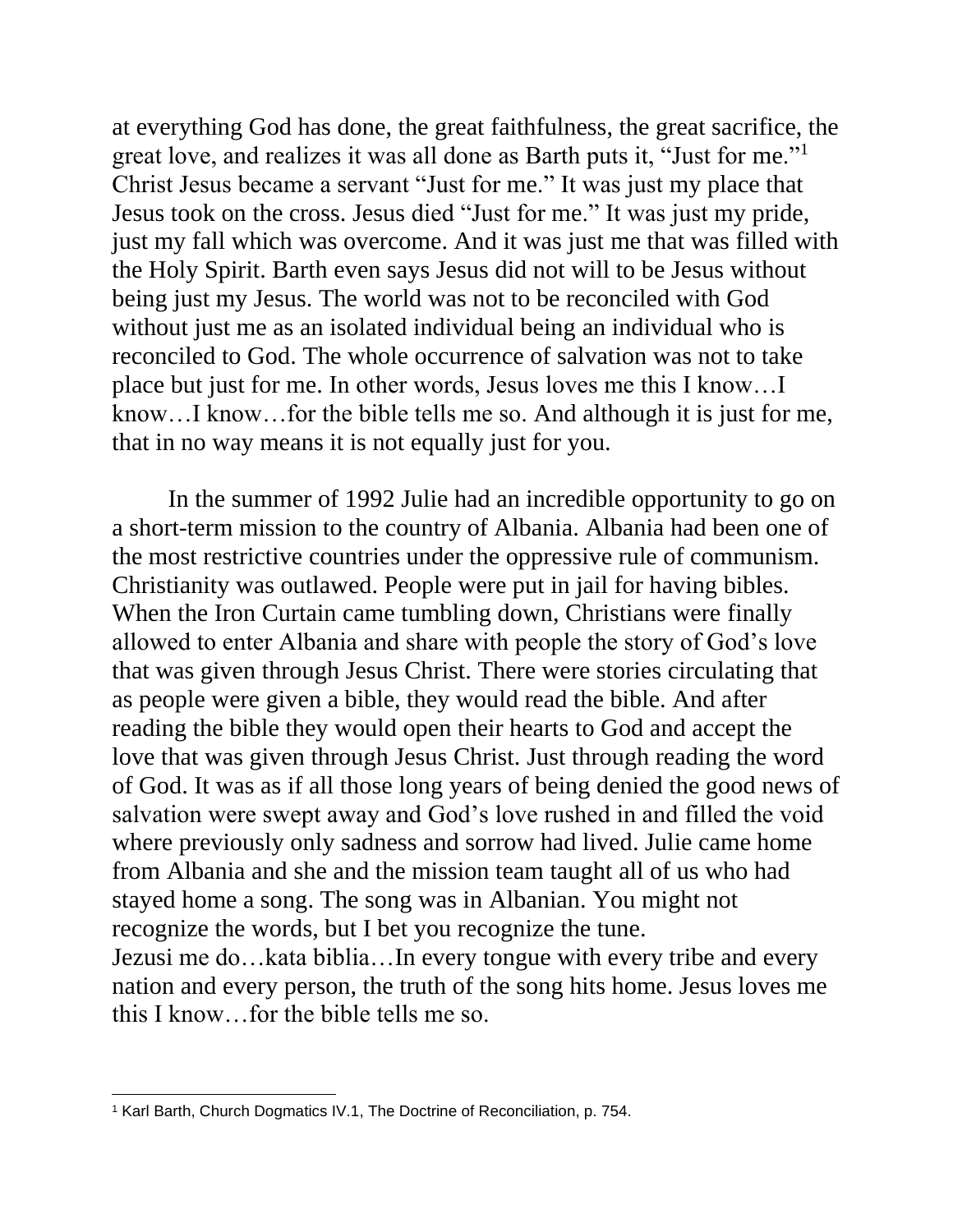at everything God has done, the great faithfulness, the great sacrifice, the great love, and realizes it was all done as Barth puts it, "Just for me."[1] Christ Jesus became a servant "Just for me." It was just my place that Jesus took on the cross. Jesus died "Just for me." It was just my pride, just my fall which was overcome. And it was just me that was filled with the Holy Spirit. Barth even says Jesus did not will to be Jesus without being just my Jesus. The world was not to be reconciled with God without just me as an isolated individual being an individual who is reconciled to God. The whole occurrence of salvation was not to take place but just for me. In other words, Jesus loves me this I know…I know…I know…for the bible tells me so. And although it is just for me, that in no way means it is not equally just for you.

In the summer of 1992 Julie had an incredible opportunity to go on a short-term mission to the country of Albania. Albania had been one of the most restrictive countries under the oppressive rule of communism. Christianity was outlawed. People were put in jail for having bibles. When the Iron Curtain came tumbling down, Christians were finally allowed to enter Albania and share with people the story of God's love that was given through Jesus Christ. There were stories circulating that as people were given a bible, they would read the bible. And after reading the bible they would open their hearts to God and accept the love that was given through Jesus Christ. Just through reading the word of God. It was as if all those long years of being denied the good news of salvation were swept away and God's love rushed in and filled the void where previously only sadness and sorrow had lived. Julie came home from Albania and she and the mission team taught all of us who had stayed home a song. The song was in Albanian. You might not recognize the words, but I bet you recognize the tune.
Jezusi me do…kata biblia…In every tongue with every tribe and every nation and every person, the truth of the song hits home. Jesus loves me this I know…for the bible tells me so.

---

[1] Karl Barth, Church Dogmatics IV.1, The Doctrine of Reconciliation, p. 754.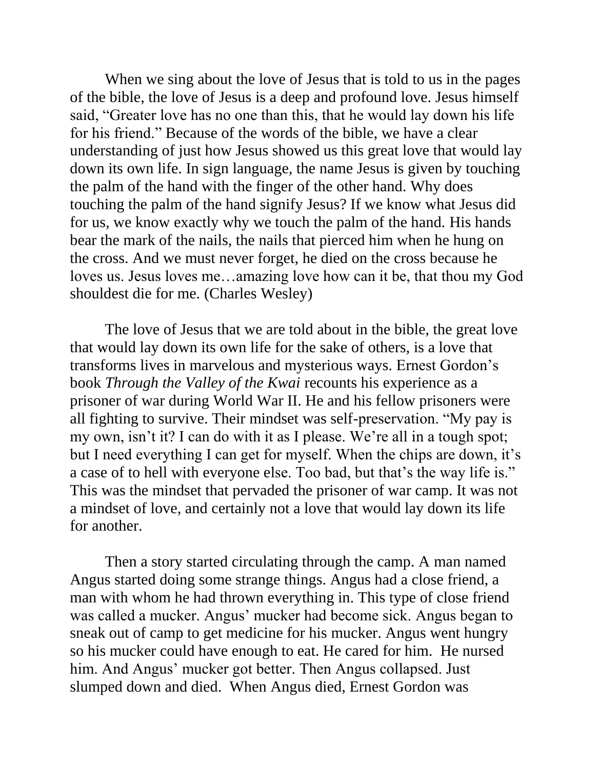When we sing about the love of Jesus that is told to us in the pages of the bible, the love of Jesus is a deep and profound love. Jesus himself said, "Greater love has no one than this, that he would lay down his life for his friend." Because of the words of the bible, we have a clear understanding of just how Jesus showed us this great love that would lay down its own life. In sign language, the name Jesus is given by touching the palm of the hand with the finger of the other hand. Why does touching the palm of the hand signify Jesus? If we know what Jesus did for us, we know exactly why we touch the palm of the hand. His hands bear the mark of the nails, the nails that pierced him when he hung on the cross. And we must never forget, he died on the cross because he loves us. Jesus loves me…amazing love how can it be, that thou my God shouldest die for me. (Charles Wesley)

The love of Jesus that we are told about in the bible, the great love that would lay down its own life for the sake of others, is a love that transforms lives in marvelous and mysterious ways. Ernest Gordon's book *Through the Valley of the Kwai* recounts his experience as a prisoner of war during World War II. He and his fellow prisoners were all fighting to survive. Their mindset was self-preservation. "My pay is my own, isn't it? I can do with it as I please. We're all in a tough spot; but I need everything I can get for myself. When the chips are down, it's a case of to hell with everyone else. Too bad, but that's the way life is." This was the mindset that pervaded the prisoner of war camp. It was not a mindset of love, and certainly not a love that would lay down its life for another.

Then a story started circulating through the camp. A man named Angus started doing some strange things. Angus had a close friend, a man with whom he had thrown everything in. This type of close friend was called a mucker. Angus' mucker had become sick. Angus began to sneak out of camp to get medicine for his mucker. Angus went hungry so his mucker could have enough to eat. He cared for him. He nursed him. And Angus' mucker got better. Then Angus collapsed. Just slumped down and died. When Angus died, Ernest Gordon was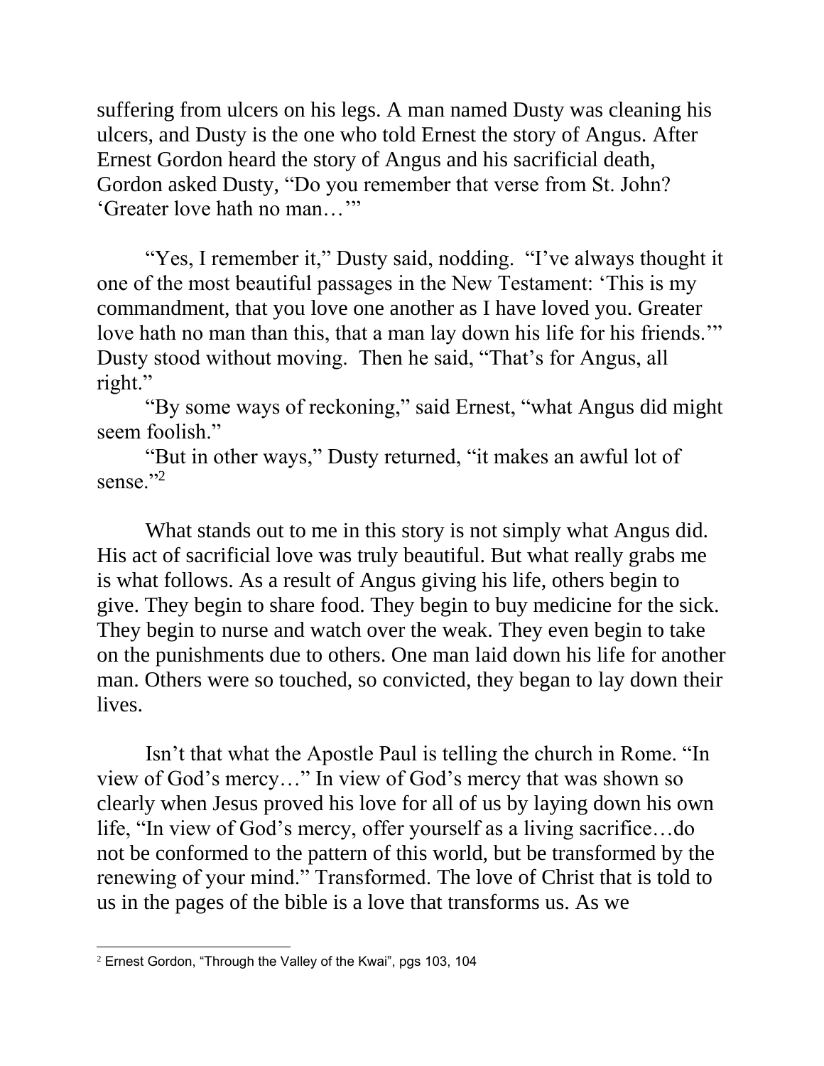suffering from ulcers on his legs. A man named Dusty was cleaning his ulcers, and Dusty is the one who told Ernest the story of Angus. After Ernest Gordon heard the story of Angus and his sacrificial death, Gordon asked Dusty, "Do you remember that verse from St. John? 'Greater love hath no man…'"

"Yes, I remember it," Dusty said, nodding. "I've always thought it one of the most beautiful passages in the New Testament: 'This is my commandment, that you love one another as I have loved you. Greater love hath no man than this, that a man lay down his life for his friends.'" Dusty stood without moving. Then he said, "That's for Angus, all right."

"By some ways of reckoning," said Ernest, "what Angus did might seem foolish."

"But in other ways," Dusty returned, "it makes an awful lot of sense."[2]

What stands out to me in this story is not simply what Angus did. His act of sacrificial love was truly beautiful. But what really grabs me is what follows. As a result of Angus giving his life, others begin to give. They begin to share food. They begin to buy medicine for the sick. They begin to nurse and watch over the weak. They even begin to take on the punishments due to others. One man laid down his life for another man. Others were so touched, so convicted, they began to lay down their lives.

Isn't that what the Apostle Paul is telling the church in Rome. "In view of God's mercy…" In view of God's mercy that was shown so clearly when Jesus proved his love for all of us by laying down his own life, "In view of God's mercy, offer yourself as a living sacrifice…do not be conformed to the pattern of this world, but be transformed by the renewing of your mind." Transformed. The love of Christ that is told to us in the pages of the bible is a love that transforms us. As we

---

[2] Ernest Gordon, "Through the Valley of the Kwai", pgs 103, 104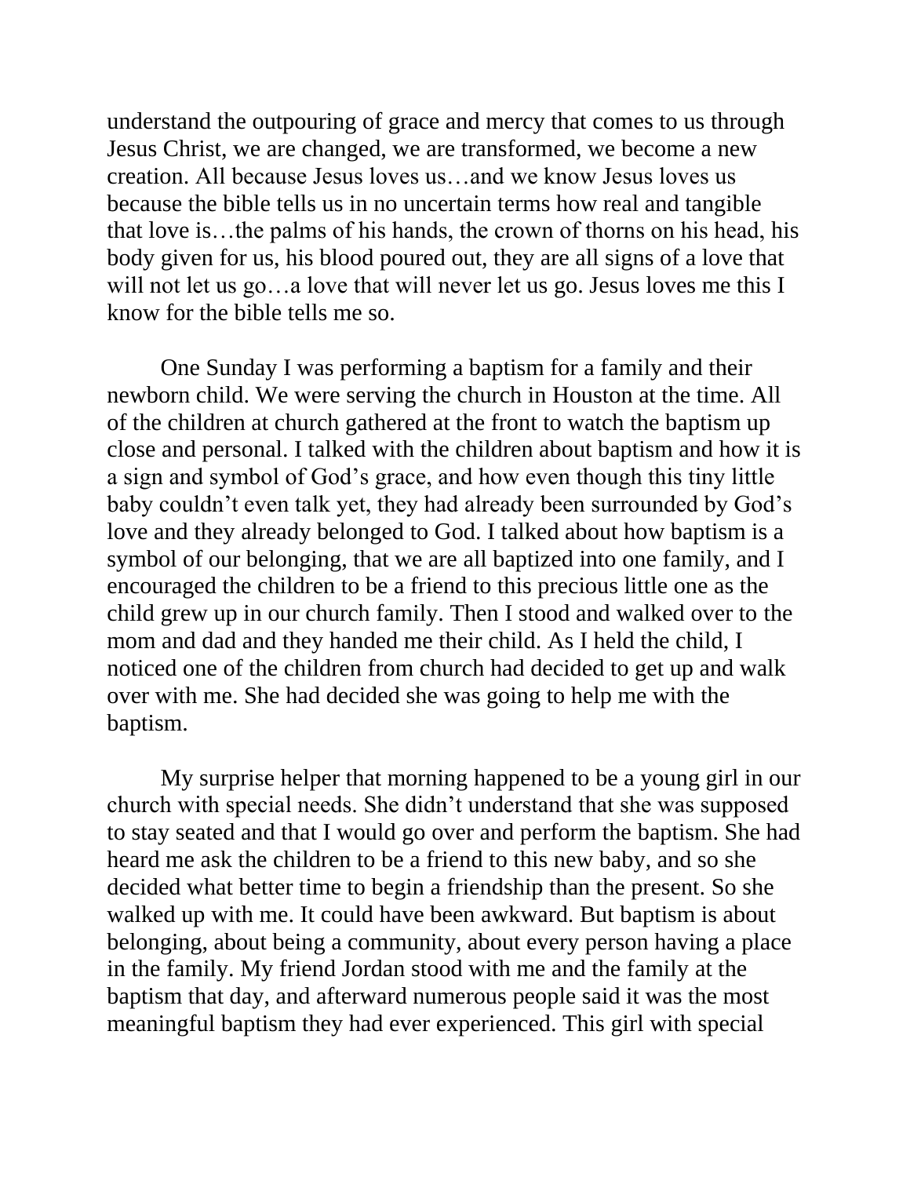understand the outpouring of grace and mercy that comes to us through Jesus Christ, we are changed, we are transformed, we become a new creation. All because Jesus loves us…and we know Jesus loves us because the bible tells us in no uncertain terms how real and tangible that love is…the palms of his hands, the crown of thorns on his head, his body given for us, his blood poured out, they are all signs of a love that will not let us go…a love that will never let us go. Jesus loves me this I know for the bible tells me so.

One Sunday I was performing a baptism for a family and their newborn child. We were serving the church in Houston at the time. All of the children at church gathered at the front to watch the baptism up close and personal. I talked with the children about baptism and how it is a sign and symbol of God's grace, and how even though this tiny little baby couldn't even talk yet, they had already been surrounded by God's love and they already belonged to God. I talked about how baptism is a symbol of our belonging, that we are all baptized into one family, and I encouraged the children to be a friend to this precious little one as the child grew up in our church family. Then I stood and walked over to the mom and dad and they handed me their child. As I held the child, I noticed one of the children from church had decided to get up and walk over with me. She had decided she was going to help me with the baptism.

My surprise helper that morning happened to be a young girl in our church with special needs. She didn't understand that she was supposed to stay seated and that I would go over and perform the baptism. She had heard me ask the children to be a friend to this new baby, and so she decided what better time to begin a friendship than the present. So she walked up with me. It could have been awkward. But baptism is about belonging, about being a community, about every person having a place in the family. My friend Jordan stood with me and the family at the baptism that day, and afterward numerous people said it was the most meaningful baptism they had ever experienced. This girl with special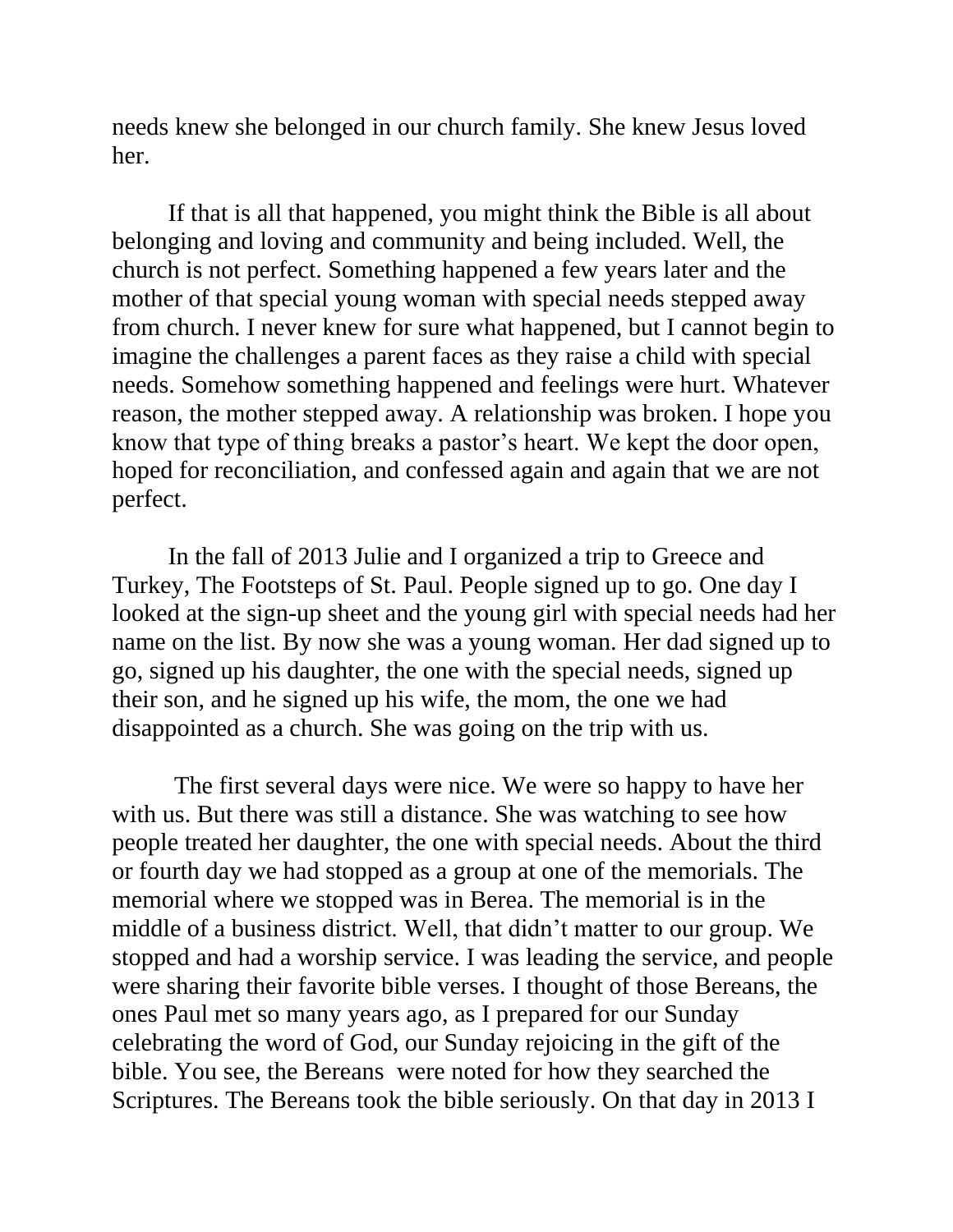needs knew she belonged in our church family. She knew Jesus loved her.

If that is all that happened, you might think the Bible is all about belonging and loving and community and being included. Well, the church is not perfect. Something happened a few years later and the mother of that special young woman with special needs stepped away from church. I never knew for sure what happened, but I cannot begin to imagine the challenges a parent faces as they raise a child with special needs. Somehow something happened and feelings were hurt. Whatever reason, the mother stepped away. A relationship was broken. I hope you know that type of thing breaks a pastor's heart. We kept the door open, hoped for reconciliation, and confessed again and again that we are not perfect.

In the fall of 2013 Julie and I organized a trip to Greece and Turkey, The Footsteps of St. Paul. People signed up to go. One day I looked at the sign-up sheet and the young girl with special needs had her name on the list. By now she was a young woman. Her dad signed up to go, signed up his daughter, the one with the special needs, signed up their son, and he signed up his wife, the mom, the one we had disappointed as a church. She was going on the trip with us.

The first several days were nice. We were so happy to have her with us. But there was still a distance. She was watching to see how people treated her daughter, the one with special needs. About the third or fourth day we had stopped as a group at one of the memorials. The memorial where we stopped was in Berea. The memorial is in the middle of a business district. Well, that didn't matter to our group. We stopped and had a worship service. I was leading the service, and people were sharing their favorite bible verses. I thought of those Bereans, the ones Paul met so many years ago, as I prepared for our Sunday celebrating the word of God, our Sunday rejoicing in the gift of the bible. You see, the Bereans were noted for how they searched the Scriptures. The Bereans took the bible seriously. On that day in 2013 I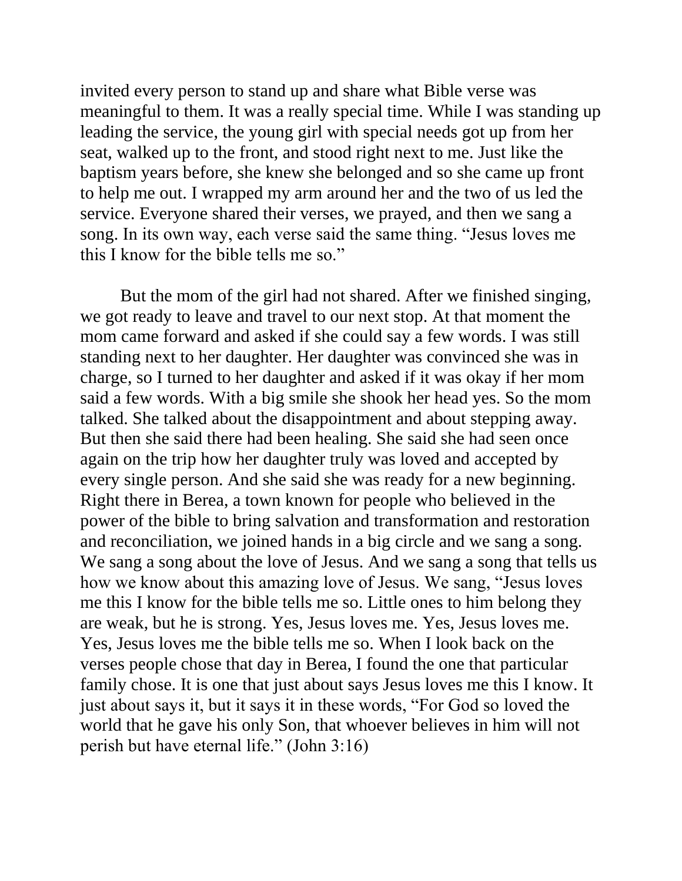invited every person to stand up and share what Bible verse was meaningful to them. It was a really special time. While I was standing up leading the service, the young girl with special needs got up from her seat, walked up to the front, and stood right next to me. Just like the baptism years before, she knew she belonged and so she came up front to help me out. I wrapped my arm around her and the two of us led the service. Everyone shared their verses, we prayed, and then we sang a song. In its own way, each verse said the same thing. "Jesus loves me this I know for the bible tells me so."

But the mom of the girl had not shared. After we finished singing, we got ready to leave and travel to our next stop. At that moment the mom came forward and asked if she could say a few words. I was still standing next to her daughter. Her daughter was convinced she was in charge, so I turned to her daughter and asked if it was okay if her mom said a few words. With a big smile she shook her head yes. So the mom talked. She talked about the disappointment and about stepping away. But then she said there had been healing. She said she had seen once again on the trip how her daughter truly was loved and accepted by every single person. And she said she was ready for a new beginning. Right there in Berea, a town known for people who believed in the power of the bible to bring salvation and transformation and restoration and reconciliation, we joined hands in a big circle and we sang a song. We sang a song about the love of Jesus. And we sang a song that tells us how we know about this amazing love of Jesus. We sang, "Jesus loves me this I know for the bible tells me so. Little ones to him belong they are weak, but he is strong. Yes, Jesus loves me. Yes, Jesus loves me. Yes, Jesus loves me the bible tells me so. When I look back on the verses people chose that day in Berea, I found the one that particular family chose. It is one that just about says Jesus loves me this I know. It just about says it, but it says it in these words, "For God so loved the world that he gave his only Son, that whoever believes in him will not perish but have eternal life." (John 3:16)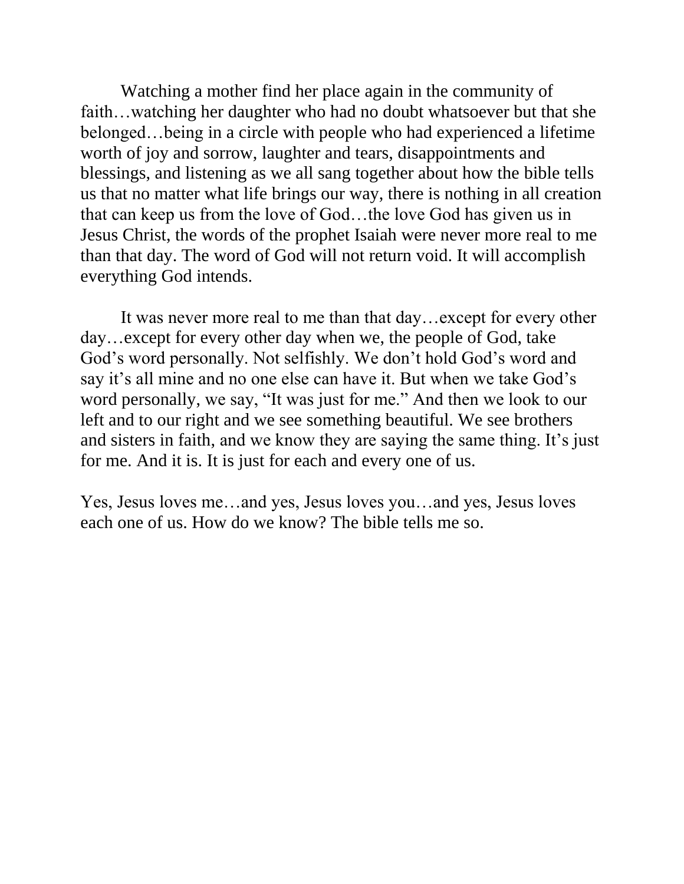Watching a mother find her place again in the community of faith…watching her daughter who had no doubt whatsoever but that she belonged…being in a circle with people who had experienced a lifetime worth of joy and sorrow, laughter and tears, disappointments and blessings, and listening as we all sang together about how the bible tells us that no matter what life brings our way, there is nothing in all creation that can keep us from the love of God…the love God has given us in Jesus Christ, the words of the prophet Isaiah were never more real to me than that day. The word of God will not return void. It will accomplish everything God intends.

It was never more real to me than that day…except for every other day…except for every other day when we, the people of God, take God's word personally. Not selfishly. We don't hold God's word and say it's all mine and no one else can have it. But when we take God's word personally, we say, "It was just for me." And then we look to our left and to our right and we see something beautiful. We see brothers and sisters in faith, and we know they are saying the same thing. It's just for me. And it is. It is just for each and every one of us.

Yes, Jesus loves me…and yes, Jesus loves you…and yes, Jesus loves each one of us. How do we know? The bible tells me so.